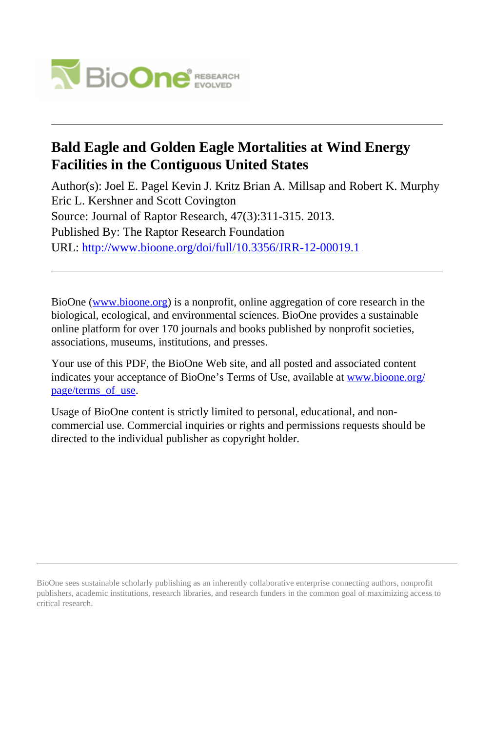# Bald Eagle and Golden Eagle Mortalities at Wind Energy Facilities in the Contiguous United States

Author(s): Joel E. Pagel Kevin J. Kritz Brian A. Millsap and Robert K. Murphy Eric L. Kershner and Scott Covington

Source: Journal of Raptor Research, 47(3):311-315. 2013.

Published By: The Raptor Research Foundation

URL: http://www.bioone.org/doi/full/10.3356/JRR-12-00019.1

---

BioOne (www.bioone.org) is a nonprofit, online aggregation of core research in the biological, ecological, and environmental sciences. BioOne provides a sustainable online platform for over 170 journals and books published by nonprofit societies, associations, museums, institutions, and presses.

Your use of this PDF, the BioOne Web site, and all posted and associated content indicates your acceptance of BioOne's Terms of Use, available at www.bioone.org/page/terms_of_use.

Usage of BioOne content is strictly limited to personal, educational, and non-commercial use. Commercial inquiries or rights and permissions requests should be directed to the individual publisher as copyright holder.

---

BioOne sees sustainable scholarly publishing as an inherently collaborative enterprise connecting authors, nonprofit publishers, academic institutions, research libraries, and research funders in the common goal of maximizing access to critical research.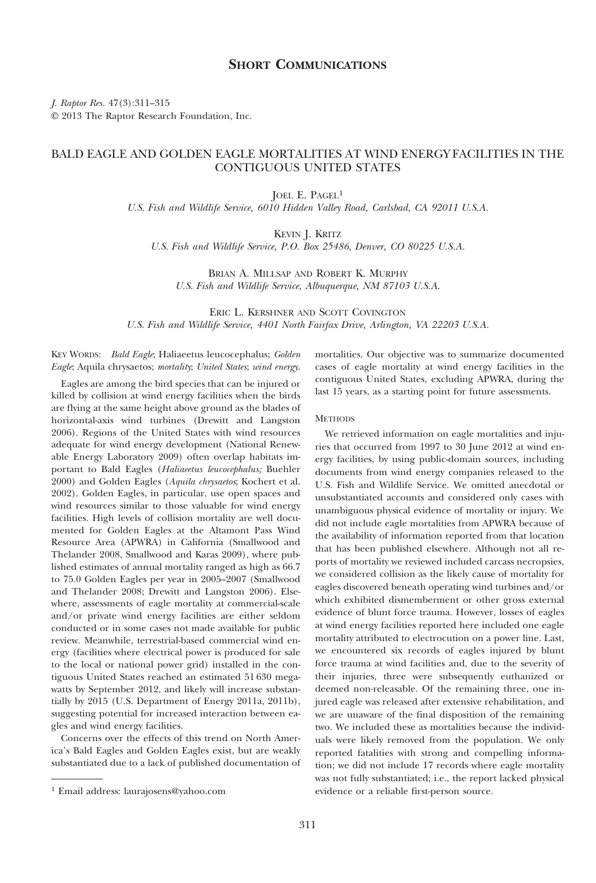## Short Communications

*J. Raptor Res.* 47(3):311–315
© 2013 The Raptor Research Foundation, Inc.

# BALD EAGLE AND GOLDEN EAGLE MORTALITIES AT WIND ENERGY FACILITIES IN THE CONTIGUOUS UNITED STATES

Joel E. Pagel[1]
*U.S. Fish and Wildlife Service, 6010 Hidden Valley Road, Carlsbad, CA 92011 U.S.A.*

Kevin J. Kritz
*U.S. Fish and Wildlife Service, P.O. Box 25486, Denver, CO 80225 U.S.A.*

Brian A. Millsap and Robert K. Murphy
*U.S. Fish and Wildlife Service, Albuquerque, NM 87103 U.S.A.*

Eric L. Kershner and Scott Covington
*U.S. Fish and Wildlife Service, 4401 North Fairfax Drive, Arlington, VA 22203 U.S.A.*

Key Words: *Bald Eagle*; Haliaeetus leucocephalus; *Golden Eagle*; Aquila chrysaetos; *mortality*; *United States*; *wind energy*.

Eagles are among the bird species that can be injured or killed by collision at wind energy facilities when the birds are flying at the same height above ground as the blades of horizontal-axis wind turbines (Drewitt and Langston 2006). Regions of the United States with wind resources adequate for wind energy development (National Renewable Energy Laboratory 2009) often overlap habitats important to Bald Eagles (*Haliaeetus leucocephalus;* Buehler 2000) and Golden Eagles (*Aquila chrysaetos*; Kochert et al. 2002). Golden Eagles, in particular, use open spaces and wind resources similar to those valuable for wind energy facilities. High levels of collision mortality are well documented for Golden Eagles at the Altamont Pass Wind Resource Area (APWRA) in California (Smallwood and Thelander 2008, Smallwood and Karas 2009), where published estimates of annual mortality ranged as high as 66.7 to 75.0 Golden Eagles per year in 2005–2007 (Smallwood and Thelander 2008; Drewitt and Langston 2006). Elsewhere, assessments of eagle mortality at commercial-scale and/or private wind energy facilities are either seldom conducted or in some cases not made available for public review. Meanwhile, terrestrial-based commercial wind energy (facilities where electrical power is produced for sale to the local or national power grid) installed in the contiguous United States reached an estimated 51 630 megawatts by September 2012, and likely will increase substantially by 2015 (U.S. Department of Energy 2011a, 2011b), suggesting potential for increased interaction between eagles and wind energy facilities.

Concerns over the effects of this trend on North America's Bald Eagles and Golden Eagles exist, but are weakly substantiated due to a lack of published documentation of mortalities. Our objective was to summarize documented cases of eagle mortality at wind energy facilities in the contiguous United States, excluding APWRA, during the last 15 years, as a starting point for future assessments.

## Methods

We retrieved information on eagle mortalities and injuries that occurred from 1997 to 30 June 2012 at wind energy facilities, by using public-domain sources, including documents from wind energy companies released to the U.S. Fish and Wildlife Service. We omitted anecdotal or unsubstantiated accounts and considered only cases with unambiguous physical evidence of mortality or injury. We did not include eagle mortalities from APWRA because of the availability of information reported from that location that has been published elsewhere. Although not all reports of mortality we reviewed included carcass necropsies, we considered collision as the likely cause of mortality for eagles discovered beneath operating wind turbines and/or which exhibited dismemberment or other gross external evidence of blunt force trauma. However, losses of eagles at wind energy facilities reported here included one eagle mortality attributed to electrocution on a power line. Last, we encountered six records of eagles injured by blunt force trauma at wind facilities and, due to the severity of their injuries, three were subsequently euthanized or deemed non-releasable. Of the remaining three, one injured eagle was released after extensive rehabilitation, and we are unaware of the final disposition of the remaining two. We included these as mortalities because the individuals were likely removed from the population. We only reported fatalities with strong and compelling information; we did not include 17 records where eagle mortality was not fully substantiated; i.e., the report lacked physical evidence or a reliable first-person source.

[1] Email address: laurajosens@yahoo.com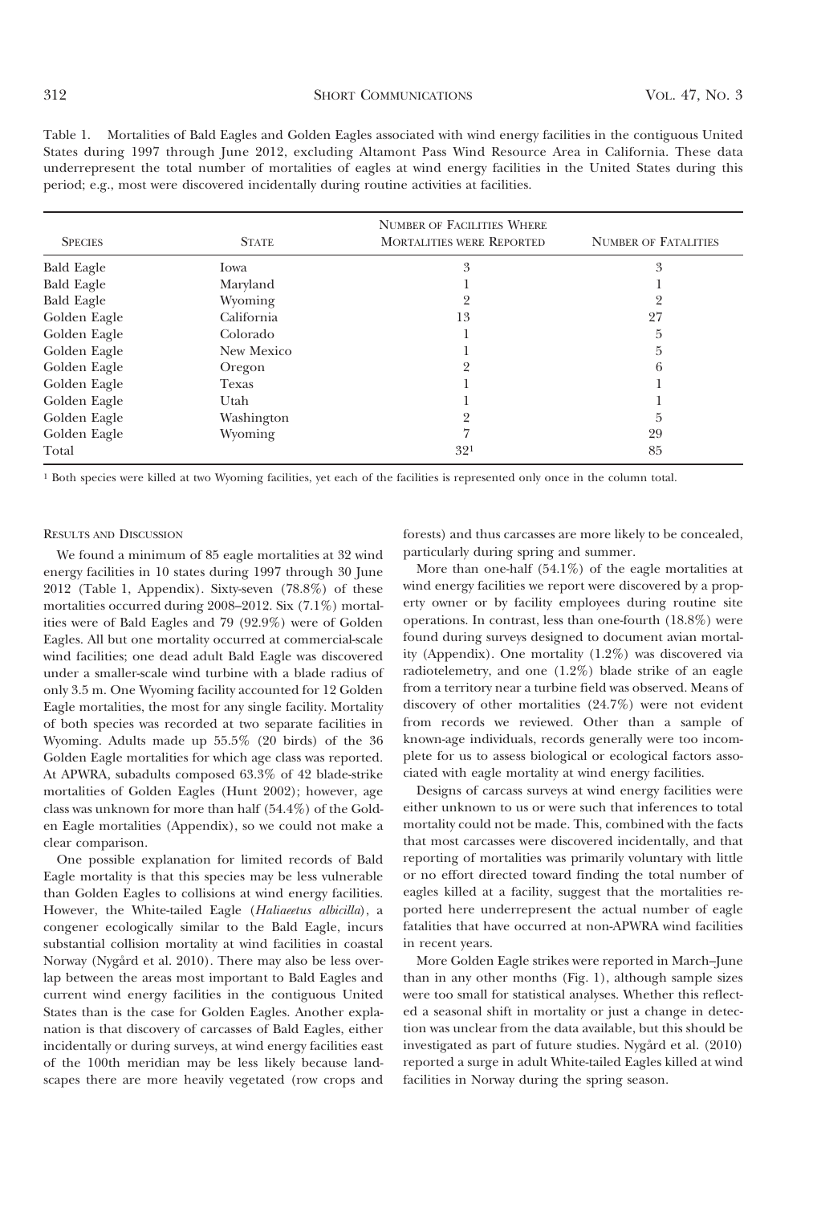Table 1. Mortalities of Bald Eagles and Golden Eagles associated with wind energy facilities in the contiguous United States during 1997 through June 2012, excluding Altamont Pass Wind Resource Area in California. These data underrepresent the total number of mortalities of eagles at wind energy facilities in the United States during this period; e.g., most were discovered incidentally during routine activities at facilities.

| Species | State | Number of Facilities Where Mortalities Were Reported | Number of Fatalities |
|---|---|---|---|
| Bald Eagle | Iowa | 3 | 3 |
| Bald Eagle | Maryland | 1 | 1 |
| Bald Eagle | Wyoming | 2 | 2 |
| Golden Eagle | California | 13 | 27 |
| Golden Eagle | Colorado | 1 | 5 |
| Golden Eagle | New Mexico | 1 | 5 |
| Golden Eagle | Oregon | 2 | 6 |
| Golden Eagle | Texas | 1 | 1 |
| Golden Eagle | Utah | 1 | 1 |
| Golden Eagle | Washington | 2 | 5 |
| Golden Eagle | Wyoming | 7 | 29 |
| Total | | 32[1] | 85 |

[1] Both species were killed at two Wyoming facilities, yet each of the facilities is represented only once in the column total.

## Results and Discussion

We found a minimum of 85 eagle mortalities at 32 wind energy facilities in 10 states during 1997 through 30 June 2012 (Table 1, Appendix). Sixty-seven (78.8%) of these mortalities occurred during 2008–2012. Six (7.1%) mortalities were of Bald Eagles and 79 (92.9%) were of Golden Eagles. All but one mortality occurred at commercial-scale wind facilities; one dead adult Bald Eagle was discovered under a smaller-scale wind turbine with a blade radius of only 3.5 m. One Wyoming facility accounted for 12 Golden Eagle mortalities, the most for any single facility. Mortality of both species was recorded at two separate facilities in Wyoming. Adults made up 55.5% (20 birds) of the 36 Golden Eagle mortalities for which age class was reported. At APWRA, subadults composed 63.3% of 42 blade-strike mortalities of Golden Eagles (Hunt 2002); however, age class was unknown for more than half (54.4%) of the Golden Eagle mortalities (Appendix), so we could not make a clear comparison.

One possible explanation for limited records of Bald Eagle mortality is that this species may be less vulnerable than Golden Eagles to collisions at wind energy facilities. However, the White-tailed Eagle (*Haliaeetus albicilla*), a congener ecologically similar to the Bald Eagle, incurs substantial collision mortality at wind facilities in coastal Norway (Nygård et al. 2010). There may also be less overlap between the areas most important to Bald Eagles and current wind energy facilities in the contiguous United States than is the case for Golden Eagles. Another explanation is that discovery of carcasses of Bald Eagles, either incidentally or during surveys, at wind energy facilities east of the 100th meridian may be less likely because landscapes there are more heavily vegetated (row crops and forests) and thus carcasses are more likely to be concealed, particularly during spring and summer.

More than one-half (54.1%) of the eagle mortalities at wind energy facilities we report were discovered by a property owner or by facility employees during routine site operations. In contrast, less than one-fourth (18.8%) were found during surveys designed to document avian mortality (Appendix). One mortality (1.2%) was discovered via radiotelemetry, and one (1.2%) blade strike of an eagle from a territory near a turbine field was observed. Means of discovery of other mortalities (24.7%) were not evident from records we reviewed. Other than a sample of known-age individuals, records generally were too incomplete for us to assess biological or ecological factors associated with eagle mortality at wind energy facilities.

Designs of carcass surveys at wind energy facilities were either unknown to us or were such that inferences to total mortality could not be made. This, combined with the facts that most carcasses were discovered incidentally, and that reporting of mortalities was primarily voluntary with little or no effort directed toward finding the total number of eagles killed at a facility, suggest that the mortalities reported here underrepresent the actual number of eagle fatalities that have occurred at non-APWRA wind facilities in recent years.

More Golden Eagle strikes were reported in March–June than in any other months (Fig. 1), although sample sizes were too small for statistical analyses. Whether this reflected a seasonal shift in mortality or just a change in detection was unclear from the data available, but this should be investigated as part of future studies. Nygård et al. (2010) reported a surge in adult White-tailed Eagles killed at wind facilities in Norway during the spring season.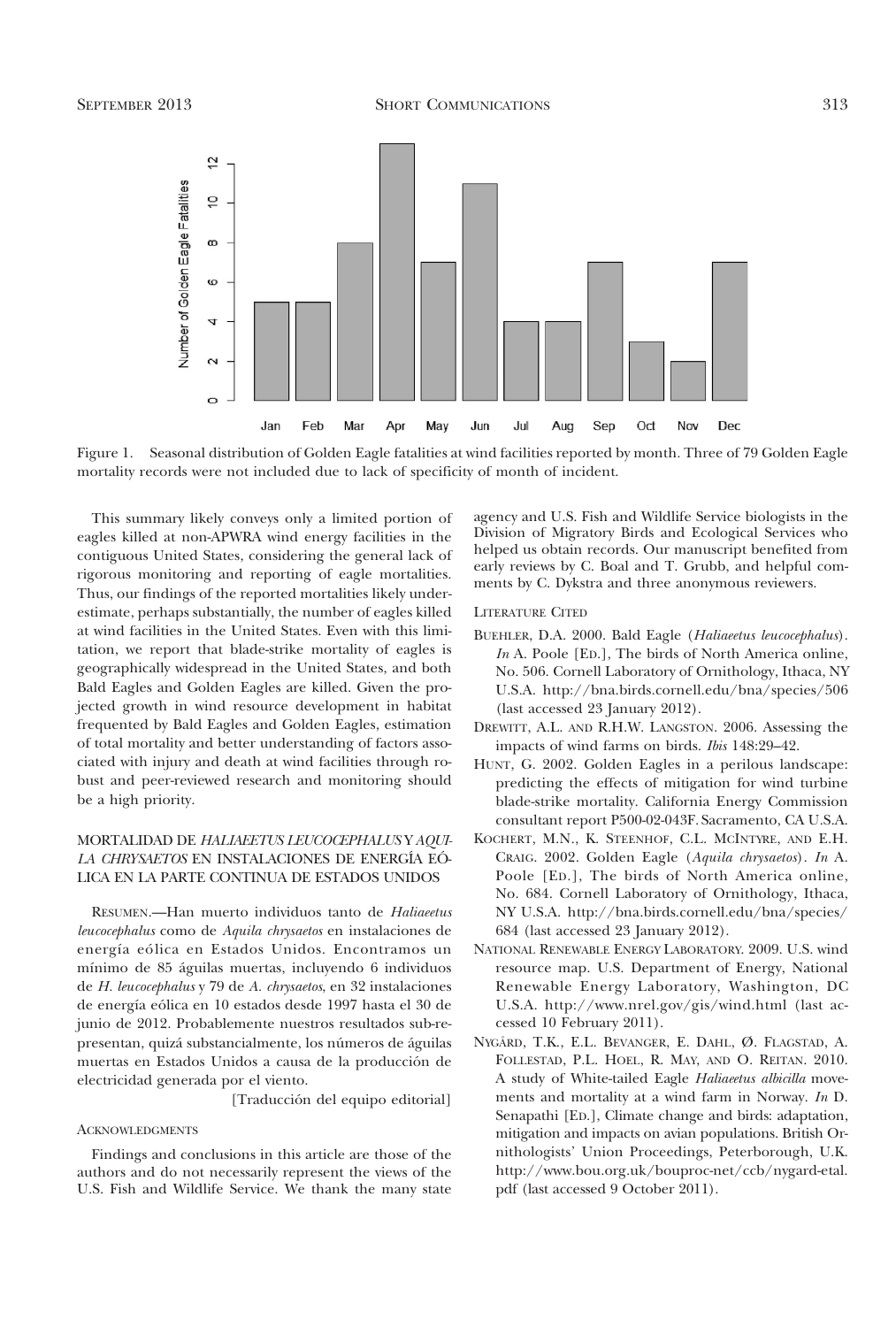Figure 1. Seasonal distribution of Golden Eagle fatalities at wind facilities reported by month. Three of 79 Golden Eagle mortality records were not included due to lack of specificity of month of incident.

This summary likely conveys only a limited portion of eagles killed at non-APWRA wind energy facilities in the contiguous United States, considering the general lack of rigorous monitoring and reporting of eagle mortalities. Thus, our findings of the reported mortalities likely underestimate, perhaps substantially, the number of eagles killed at wind facilities in the United States. Even with this limitation, we report that blade-strike mortality of eagles is geographically widespread in the United States, and both Bald Eagles and Golden Eagles are killed. Given the projected growth in wind resource development in habitat frequented by Bald Eagles and Golden Eagles, estimation of total mortality and better understanding of factors associated with injury and death at wind facilities through robust and peer-reviewed research and monitoring should be a high priority.

## MORTALIDAD DE *HALIAEETUS LEUCOCEPHALUS* Y *AQUILA CHRYSAETOS* EN INSTALACIONES DE ENERGÍA EÓLICA EN LA PARTE CONTINUA DE ESTADOS UNIDOS

RESUMEN.—Han muerto individuos tanto de *Haliaeetus leucocephalus* como de *Aquila chrysaetos* en instalaciones de energía eólica en Estados Unidos. Encontramos un mínimo de 85 águilas muertas, incluyendo 6 individuos de *H. leucocephalus* y 79 de *A. chrysaetos*, en 32 instalaciones de energía eólica en 10 estados desde 1997 hasta el 30 de junio de 2012. Probablemente nuestros resultados sub-representan, quizá substancialmente, los números de águilas muertas en Estados Unidos a causa de la producción de electricidad generada por el viento.

[Traducción del equipo editorial]

## ACKNOWLEDGMENTS

Findings and conclusions in this article are those of the authors and do not necessarily represent the views of the U.S. Fish and Wildlife Service. We thank the many state agency and U.S. Fish and Wildlife Service biologists in the Division of Migratory Birds and Ecological Services who helped us obtain records. Our manuscript benefited from early reviews by C. Boal and T. Grubb, and helpful comments by C. Dykstra and three anonymous reviewers.

## LITERATURE CITED

BUEHLER, D.A. 2000. Bald Eagle (*Haliaeetus leucocephalus*). *In* A. Poole [ED.], The birds of North America online, No. 506. Cornell Laboratory of Ornithology, Ithaca, NY U.S.A. http://bna.birds.cornell.edu/bna/species/506 (last accessed 23 January 2012).

DREWITT, A.L. AND R.H.W. LANGSTON. 2006. Assessing the impacts of wind farms on birds. *Ibis* 148:29–42.

HUNT, G. 2002. Golden Eagles in a perilous landscape: predicting the effects of mitigation for wind turbine blade-strike mortality. California Energy Commission consultant report P500-02-043F. Sacramento, CA U.S.A.

KOCHERT, M.N., K. STEENHOF, C.L. MCINTYRE, AND E.H. CRAIG. 2002. Golden Eagle (*Aquila chrysaetos*). *In* A. Poole [ED.], The birds of North America online, No. 684. Cornell Laboratory of Ornithology, Ithaca, NY U.S.A. http://bna.birds.cornell.edu/bna/species/684 (last accessed 23 January 2012).

NATIONAL RENEWABLE ENERGY LABORATORY. 2009. U.S. wind resource map. U.S. Department of Energy, National Renewable Energy Laboratory, Washington, DC U.S.A. http://www.nrel.gov/gis/wind.html (last accessed 10 February 2011).

NYGÅRD, T.K., E.L. BEVANGER, E. DAHL, Ø. FLAGSTAD, A. FOLLESTAD, P.L. HOEL, R. MAY, AND O. REITAN. 2010. A study of White-tailed Eagle *Haliaeetus albicilla* movements and mortality at a wind farm in Norway. *In* D. Senapathi [ED.], Climate change and birds: adaptation, mitigation and impacts on avian populations. British Ornithologists' Union Proceedings, Peterborough, U.K. http://www.bou.org.uk/bouproc-net/ccb/nygard-etal.pdf (last accessed 9 October 2011).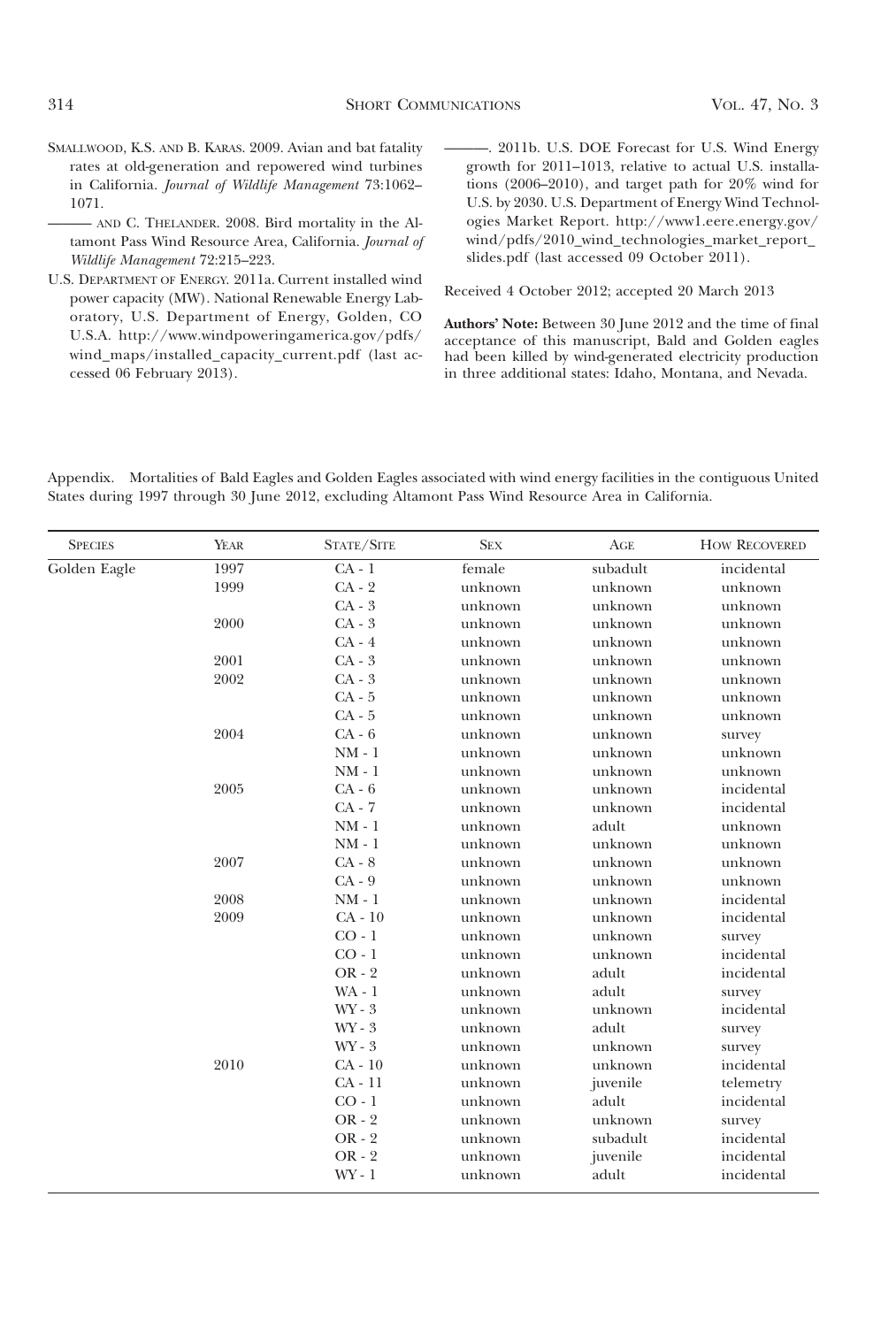SMALLWOOD, K.S. AND B. KARAS. 2009. Avian and bat fatality rates at old-generation and repowered wind turbines in California. *Journal of Wildlife Management* 73:1062–1071.

——— AND C. THELANDER. 2008. Bird mortality in the Altamont Pass Wind Resource Area, California. *Journal of Wildlife Management* 72:215–223.

U.S. DEPARTMENT OF ENERGY. 2011a. Current installed wind power capacity (MW). National Renewable Energy Laboratory, U.S. Department of Energy, Golden, CO U.S.A. http://www.windpoweringamerica.gov/pdfs/wind_maps/installed_capacity_current.pdf (last accessed 06 February 2013).

———. 2011b. U.S. DOE Forecast for U.S. Wind Energy growth for 2011–1013, relative to actual U.S. installations (2006–2010), and target path for 20% wind for U.S. by 2030. U.S. Department of Energy Wind Technologies Market Report. http://www1.eere.energy.gov/wind/pdfs/2010_wind_technologies_market_report_slides.pdf (last accessed 09 October 2011).

Received 4 October 2012; accepted 20 March 2013

**Authors' Note:** Between 30 June 2012 and the time of final acceptance of this manuscript, Bald and Golden eagles had been killed by wind-generated electricity production in three additional states: Idaho, Montana, and Nevada.

Appendix. Mortalities of Bald Eagles and Golden Eagles associated with wind energy facilities in the contiguous United States during 1997 through 30 June 2012, excluding Altamont Pass Wind Resource Area in California.

| SPECIES | YEAR | STATE/SITE | SEX | AGE | HOW RECOVERED |
|---|---|---|---|---|---|
| Golden Eagle | 1997 | CA - 1 | female | subadult | incidental |
| | 1999 | CA - 2 | unknown | unknown | unknown |
| | | CA - 3 | unknown | unknown | unknown |
| | 2000 | CA - 3 | unknown | unknown | unknown |
| | | CA - 4 | unknown | unknown | unknown |
| | 2001 | CA - 3 | unknown | unknown | unknown |
| | 2002 | CA - 3 | unknown | unknown | unknown |
| | | CA - 5 | unknown | unknown | unknown |
| | | CA - 5 | unknown | unknown | unknown |
| | 2004 | CA - 6 | unknown | unknown | survey |
| | | NM - 1 | unknown | unknown | unknown |
| | | NM - 1 | unknown | unknown | unknown |
| | 2005 | CA - 6 | unknown | unknown | incidental |
| | | CA - 7 | unknown | unknown | incidental |
| | | NM - 1 | unknown | adult | unknown |
| | | NM - 1 | unknown | unknown | unknown |
| | 2007 | CA - 8 | unknown | unknown | unknown |
| | | CA - 9 | unknown | unknown | unknown |
| | 2008 | NM - 1 | unknown | unknown | incidental |
| | 2009 | CA - 10 | unknown | unknown | incidental |
| | | CO - 1 | unknown | unknown | survey |
| | | CO - 1 | unknown | unknown | incidental |
| | | OR - 2 | unknown | adult | incidental |
| | | WA - 1 | unknown | adult | survey |
| | | WY - 3 | unknown | unknown | incidental |
| | | WY - 3 | unknown | adult | survey |
| | | WY - 3 | unknown | unknown | survey |
| | 2010 | CA - 10 | unknown | unknown | incidental |
| | | CA - 11 | unknown | juvenile | telemetry |
| | | CO - 1 | unknown | adult | incidental |
| | | OR - 2 | unknown | unknown | survey |
| | | OR - 2 | unknown | subadult | incidental |
| | | OR - 2 | unknown | juvenile | incidental |
| | | WY - 1 | unknown | adult | incidental |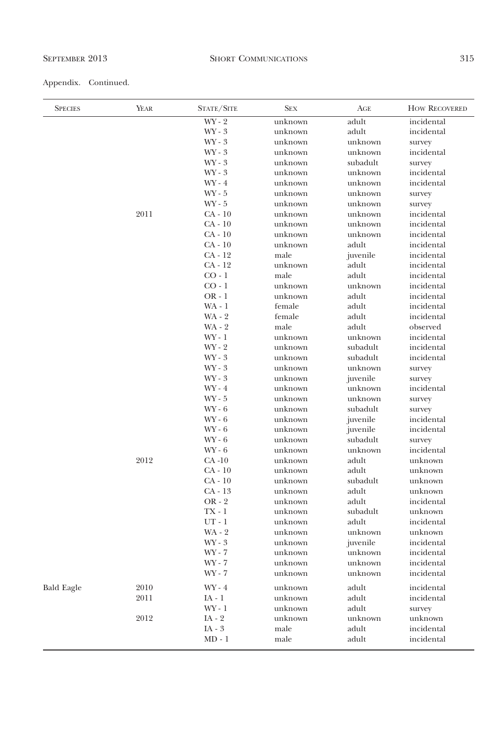Appendix. Continued.

| Species | Year | State/Site | Sex | Age | How Recovered |
|---|---|---|---|---|---|
| | | WY - 2 | unknown | adult | incidental |
| | | WY - 3 | unknown | adult | incidental |
| | | WY - 3 | unknown | unknown | survey |
| | | WY - 3 | unknown | unknown | incidental |
| | | WY - 3 | unknown | subadult | survey |
| | | WY - 3 | unknown | unknown | incidental |
| | | WY - 4 | unknown | unknown | incidental |
| | | WY - 5 | unknown | unknown | survey |
| | | WY - 5 | unknown | unknown | survey |
| | 2011 | CA - 10 | unknown | unknown | incidental |
| | | CA - 10 | unknown | unknown | incidental |
| | | CA - 10 | unknown | unknown | incidental |
| | | CA - 10 | unknown | adult | incidental |
| | | CA - 12 | male | juvenile | incidental |
| | | CA - 12 | unknown | adult | incidental |
| | | CO - 1 | male | adult | incidental |
| | | CO - 1 | unknown | unknown | incidental |
| | | OR - 1 | unknown | adult | incidental |
| | | WA - 1 | female | adult | incidental |
| | | WA - 2 | female | adult | incidental |
| | | WA - 2 | male | adult | observed |
| | | WY - 1 | unknown | unknown | incidental |
| | | WY - 2 | unknown | subadult | incidental |
| | | WY - 3 | unknown | subadult | incidental |
| | | WY - 3 | unknown | unknown | survey |
| | | WY - 3 | unknown | juvenile | survey |
| | | WY - 4 | unknown | unknown | incidental |
| | | WY - 5 | unknown | unknown | survey |
| | | WY - 6 | unknown | subadult | survey |
| | | WY - 6 | unknown | juvenile | incidental |
| | | WY - 6 | unknown | juvenile | incidental |
| | | WY - 6 | unknown | subadult | survey |
| | | WY - 6 | unknown | unknown | incidental |
| | 2012 | CA -10 | unknown | adult | unknown |
| | | CA - 10 | unknown | adult | unknown |
| | | CA - 10 | unknown | subadult | unknown |
| | | CA - 13 | unknown | adult | unknown |
| | | OR - 2 | unknown | adult | incidental |
| | | TX - 1 | unknown | subadult | unknown |
| | | UT - 1 | unknown | adult | incidental |
| | | WA - 2 | unknown | unknown | unknown |
| | | WY - 3 | unknown | juvenile | incidental |
| | | WY - 7 | unknown | unknown | incidental |
| | | WY - 7 | unknown | unknown | incidental |
| | | WY - 7 | unknown | unknown | incidental |
| Bald Eagle | 2010 | WY - 4 | unknown | adult | incidental |
| | 2011 | IA - 1 | unknown | adult | incidental |
| | | WY - 1 | unknown | adult | survey |
| | 2012 | IA - 2 | unknown | unknown | unknown |
| | | IA - 3 | male | adult | incidental |
| | | MD - 1 | male | adult | incidental |